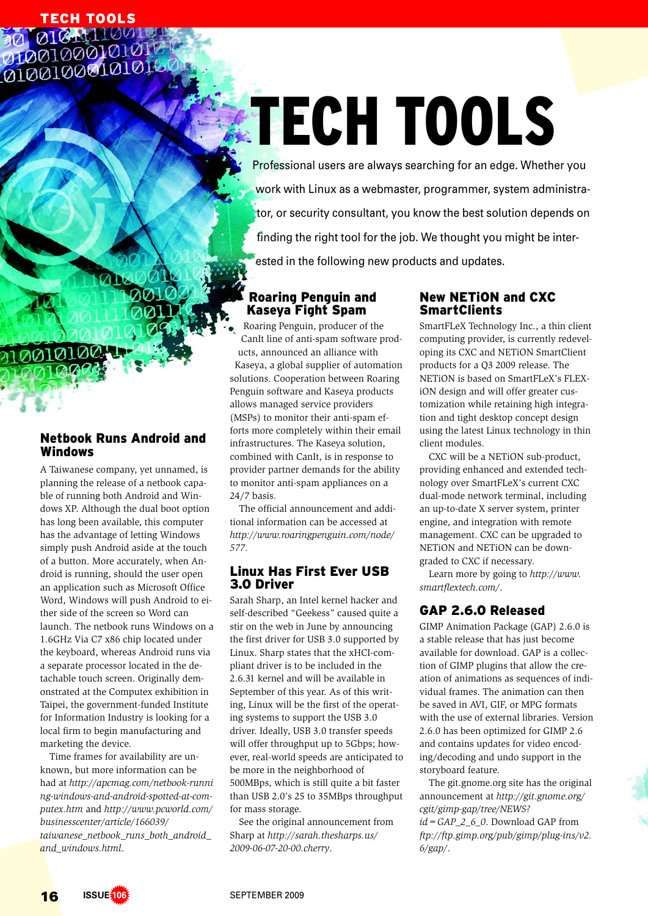# TECH TOOLS

Professional users are always searching for an edge. Whether you work with Linux as a webmaster, programmer, system administrator, or security consultant, you know the best solution depends on finding the right tool for the job. We thought you might be interested in the following new products and updates.

## Netbook Runs Android and Windows

A Taiwanese company, yet unnamed, is planning the release of a netbook capable of running both Android and Windows XP. Although the dual boot option has long been available, this computer has the advantage of letting Windows simply push Android aside at the touch of a button. More accurately, when Android is running, should the user open an application such as Microsoft Office Word, Windows will push Android to either side of the screen so Word can launch. The netbook runs Windows on a 1.6GHz Via C7 x86 chip located under the keyboard, whereas Android runs via a separate processor located in the detachable touch screen. Originally demonstrated at the Computex exhibition in Taipei, the government-funded Institute for Information Industry is looking for a local firm to begin manufacturing and marketing the device.

Time frames for availability are unknown, but more information can be had at *http://apcmag.com/netbook-running-windows-and-android-spotted-at-computex.htm* and *http://www.pcworld.com/businesscenter/article/166039/taiwanese_netbook_runs_both_android_and_windows.html*.

## Roaring Penguin and Kaseya Fight Spam

Roaring Penguin, producer of the CanIt line of anti-spam software products, announced an alliance with Kaseya, a global supplier of automation solutions. Cooperation between Roaring Penguin software and Kaseya products allows managed service providers (MSPs) to monitor their anti-spam efforts more completely within their email infrastructures. The Kaseya solution, combined with CanIt, is in response to provider partner demands for the ability to monitor anti-spam appliances on a 24/7 basis.

The official announcement and additional information can be accessed at *http://www.roaringpenguin.com/node/577*.

## Linux Has First Ever USB 3.0 Driver

Sarah Sharp, an Intel kernel hacker and self-described "Geekess" caused quite a stir on the web in June by announcing the first driver for USB 3.0 supported by Linux. Sharp states that the xHCI-compliant driver is to be included in the 2.6.31 kernel and will be available in September of this year. As of this writing, Linux will be the first of the operating systems to support the USB 3.0 driver. Ideally, USB 3.0 transfer speeds will offer throughput up to 5Gbps; however, real-world speeds are anticipated to be more in the neighborhood of 500MBps, which is still quite a bit faster than USB 2.0's 25 to 35MBps throughput for mass storage.

See the original announcement from Sharp at *http://sarah.thesharps.us/2009-06-07-20-00.cherry*.

## New NETiON and CXC SmartClients

SmartFLeX Technology Inc., a thin client computing provider, is currently redeveloping its CXC and NETiON SmartClient products for a Q3 2009 release. The NETiON is based on SmartFLeX's FLEXiON design and will offer greater customization while retaining high integration and tight desktop concept design using the latest Linux technology in thin client modules.

CXC will be a NETiON sub-product, providing enhanced and extended technology over SmartFLeX's current CXC dual-mode network terminal, including an up-to-date X server system, printer engine, and integration with remote management. CXC can be upgraded to NETiON and NETiON can be downgraded to CXC if necessary.

Learn more by going to *http://www.smartflextech.com/*.

## GAP 2.6.0 Released

GIMP Animation Package (GAP) 2.6.0 is a stable release that has just become available for download. GAP is a collection of GIMP plugins that allow the creation of animations as sequences of individual frames. The animation can then be saved in AVI, GIF, or MPG formats with the use of external libraries. Version 2.6.0 has been optimized for GIMP 2.6 and contains updates for video encoding/decoding and undo support in the storyboard feature.

The git.gnome.org site has the original announcement at *http://git.gnome.org/cgit/gimp-gap/tree/NEWS?id=GAP_2_6_0*. Download GAP from *ftp://ftp.gimp.org/pub/gimp/plug-ins/v2.6/gap/*.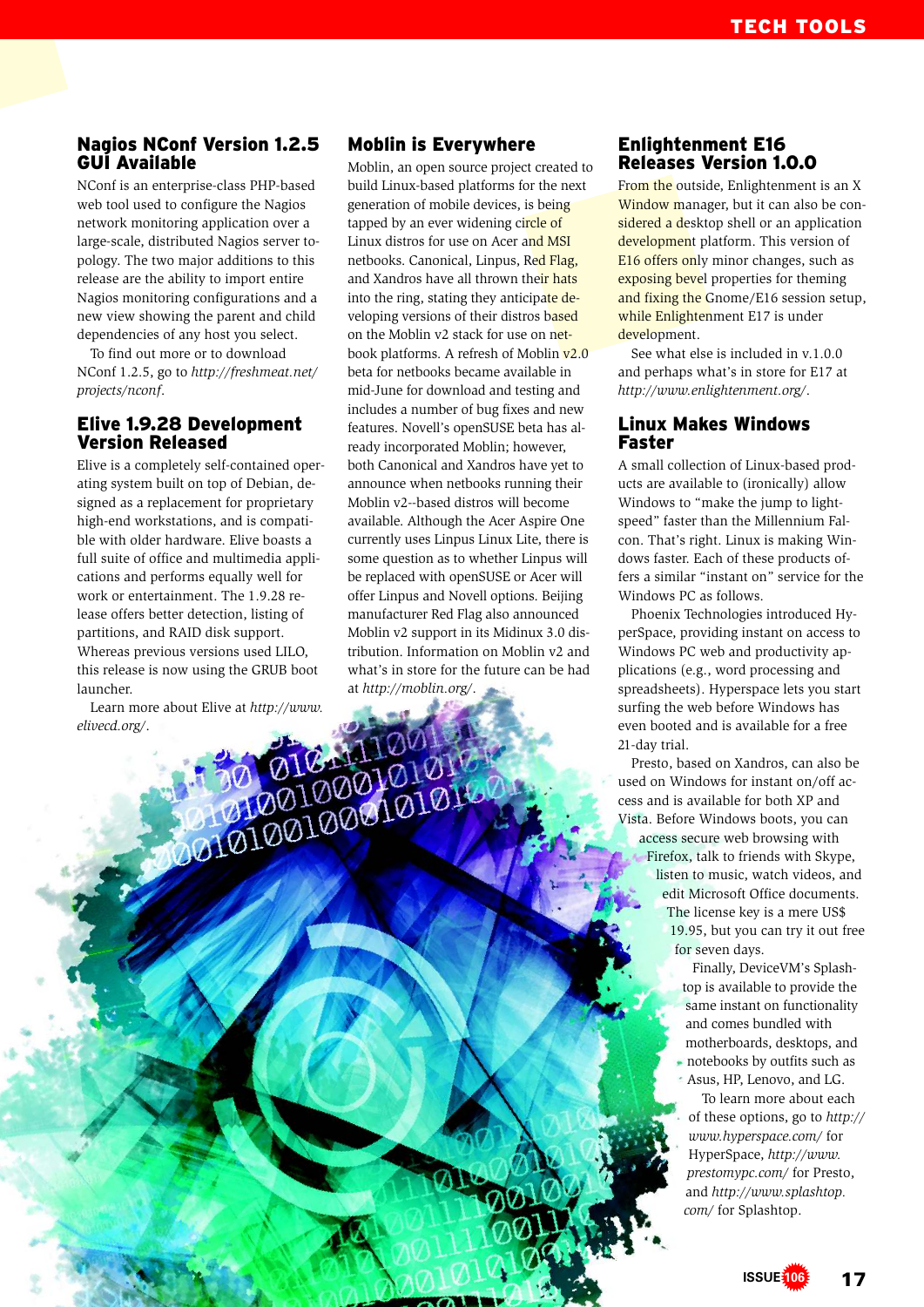## Nagios NConf Version 1.2.5 GUI Available

NConf is an enterprise-class PHP-based web tool used to configure the Nagios network monitoring application over a large-scale, distributed Nagios server topology. The two major additions to this release are the ability to import entire Nagios monitoring configurations and a new view showing the parent and child dependencies of any host you select.

To find out more or to download NConf 1.2.5, go to *http://freshmeat.net/projects/nconf*.

## Elive 1.9.28 Development Version Released

Elive is a completely self-contained operating system built on top of Debian, designed as a replacement for proprietary high-end workstations, and is compatible with older hardware. Elive boasts a full suite of office and multimedia applications and performs equally well for work or entertainment. The 1.9.28 release offers better detection, listing of partitions, and RAID disk support. Whereas previous versions used LILO, this release is now using the GRUB boot launcher.

Learn more about Elive at *http://www.elivecd.org/*.

## Moblin is Everywhere

Moblin, an open source project created to build Linux-based platforms for the next generation of mobile devices, is being tapped by an ever widening circle of Linux distros for use on Acer and MSI netbooks. Canonical, Linpus, Red Flag, and Xandros have all thrown their hats into the ring, stating they anticipate developing versions of their distros based on the Moblin v2 stack for use on netbook platforms. A refresh of Moblin v2.0 beta for netbooks became available in mid-June for download and testing and includes a number of bug fixes and new features. Novell's openSUSE beta has already incorporated Moblin; however, both Canonical and Xandros have yet to announce when netbooks running their Moblin v2--based distros will become available. Although the Acer Aspire One currently uses Linpus Linux Lite, there is some question as to whether Linpus will be replaced with openSUSE or Acer will offer Linpus and Novell options. Beijing manufacturer Red Flag also announced Moblin v2 support in its Midinux 3.0 distribution. Information on Moblin v2 and what's in store for the future can be had at *http://moblin.org/*.

## Enlightenment E16 Releases Version 1.0.0

From the outside, Enlightenment is an X Window manager, but it can also be considered a desktop shell or an application development platform. This version of E16 offers only minor changes, such as exposing bevel properties for theming and fixing the Gnome/E16 session setup, while Enlightenment E17 is under development.

See what else is included in v.1.0.0 and perhaps what's in store for E17 at *http://www.enlightenment.org/*.

## Linux Makes Windows Faster

A small collection of Linux-based products are available to (ironically) allow Windows to "make the jump to light-speed" faster than the Millennium Falcon. That's right. Linux is making Windows faster. Each of these products offers a similar "instant on" service for the Windows PC as follows.

Phoenix Technologies introduced HyperSpace, providing instant on access to Windows PC web and productivity applications (e.g., word processing and spreadsheets). Hyperspace lets you start surfing the web before Windows has even booted and is available for a free 21-day trial.

Presto, based on Xandros, can also be used on Windows for instant on/off access and is available for both XP and Vista. Before Windows boots, you can access secure web browsing with Firefox, talk to friends with Skype, listen to music, watch videos, and edit Microsoft Office documents. The license key is a mere US$ 19.95, but you can try it out free for seven days.

Finally, DeviceVM's Splashtop is available to provide the same instant on functionality and comes bundled with motherboards, desktops, and notebooks by outfits such as Asus, HP, Lenovo, and LG.

To learn more about each of these options, go to *http://www.hyperspace.com/* for HyperSpace, *http://www.prestomypc.com/* for Presto, and *http://www.splashtop.com/* for Splashtop.